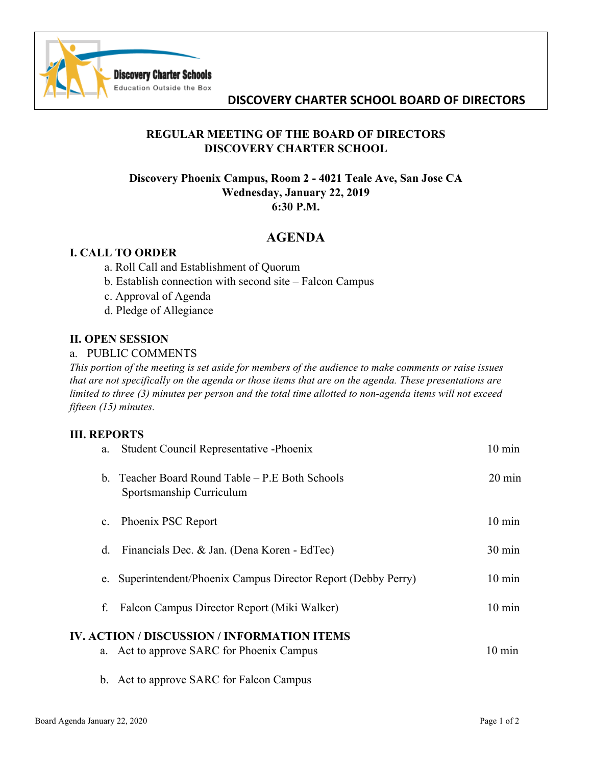Discovery Charter Schools
Education Outside the Box

**DISCOVERY CHARTER SCHOOL BOARD OF DIRECTORS**

**REGULAR MEETING OF THE BOARD OF DIRECTORS**
**DISCOVERY CHARTER SCHOOL**

**Discovery Phoenix Campus, Room 2 - 4021 Teale Ave, San Jose CA**
**Wednesday, January 22, 2019**
**6:30 P.M.**

# AGENDA

## I. CALL TO ORDER

a. Roll Call and Establishment of Quorum
b. Establish connection with second site – Falcon Campus
c. Approval of Agenda
d. Pledge of Allegiance

## II. OPEN SESSION

a. PUBLIC COMMENTS

*This portion of the meeting is set aside for members of the audience to make comments or raise issues that are not specifically on the agenda or those items that are on the agenda. These presentations are limited to three (3) minutes per person and the total time allotted to non-agenda items will not exceed fifteen (15) minutes.*

## III. REPORTS

| | | |
|---|---|---|
| a. | Student Council Representative -Phoenix | 10 min |
| b. | Teacher Board Round Table – P.E Both Schools Sportsmanship Curriculum | 20 min |
| c. | Phoenix PSC Report | 10 min |
| d. | Financials Dec. & Jan. (Dena Koren - EdTec) | 30 min |
| e. | Superintendent/Phoenix Campus Director Report (Debby Perry) | 10 min |
| f. | Falcon Campus Director Report (Miki Walker) | 10 min |

## IV. ACTION / DISCUSSION / INFORMATION ITEMS

| | | |
|---|---|---|
| a. | Act to approve SARC for Phoenix Campus | 10 min |
| b. | Act to approve SARC for Falcon Campus | |

Board Agenda January 22, 2020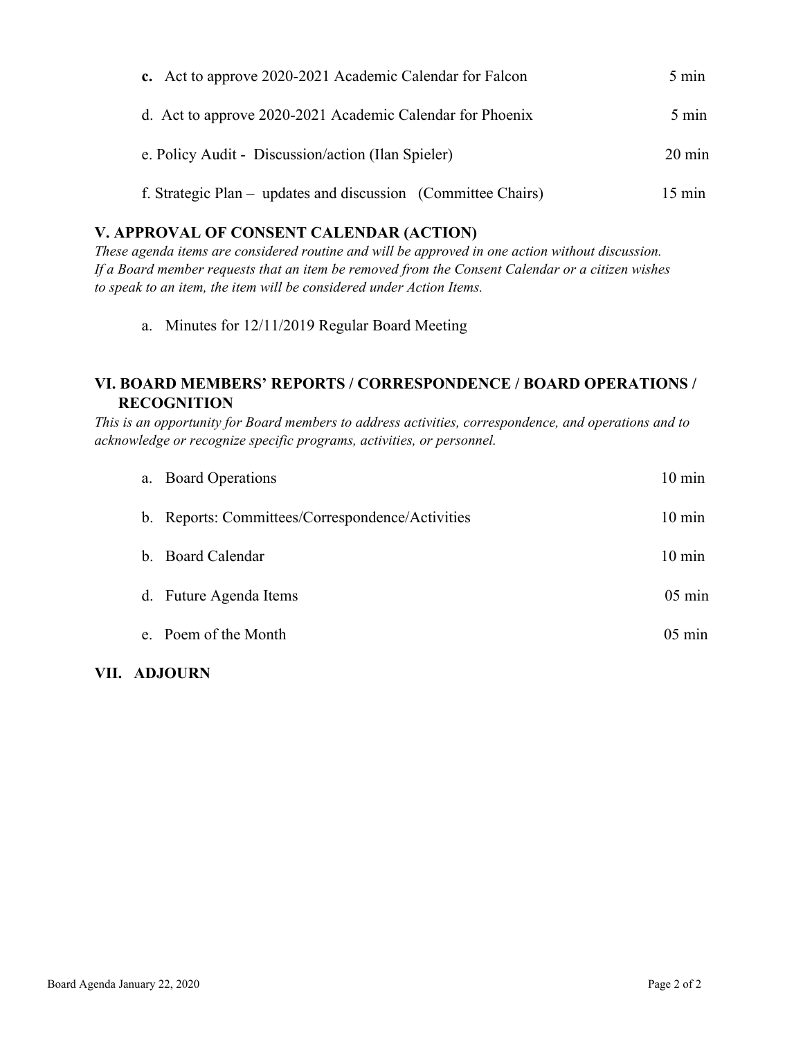- **c.** Act to approve 2020-2021 Academic Calendar for Falcon 5 min
- d. Act to approve 2020-2021 Academic Calendar for Phoenix 5 min
- e. Policy Audit - Discussion/action (Ilan Spieler) 20 min
- f. Strategic Plan – updates and discussion (Committee Chairs) 15 min

## V. APPROVAL OF CONSENT CALENDAR (ACTION)

*These agenda items are considered routine and will be approved in one action without discussion. If a Board member requests that an item be removed from the Consent Calendar or a citizen wishes to speak to an item, the item will be considered under Action Items.*

- a. Minutes for 12/11/2019 Regular Board Meeting

## VI. BOARD MEMBERS' REPORTS / CORRESPONDENCE / BOARD OPERATIONS / RECOGNITION

*This is an opportunity for Board members to address activities, correspondence, and operations and to acknowledge or recognize specific programs, activities, or personnel.*

- a. Board Operations 10 min
- b. Reports: Committees/Correspondence/Activities 10 min
- b. Board Calendar 10 min
- d. Future Agenda Items 05 min
- e. Poem of the Month 05 min

## VII. ADJOURN